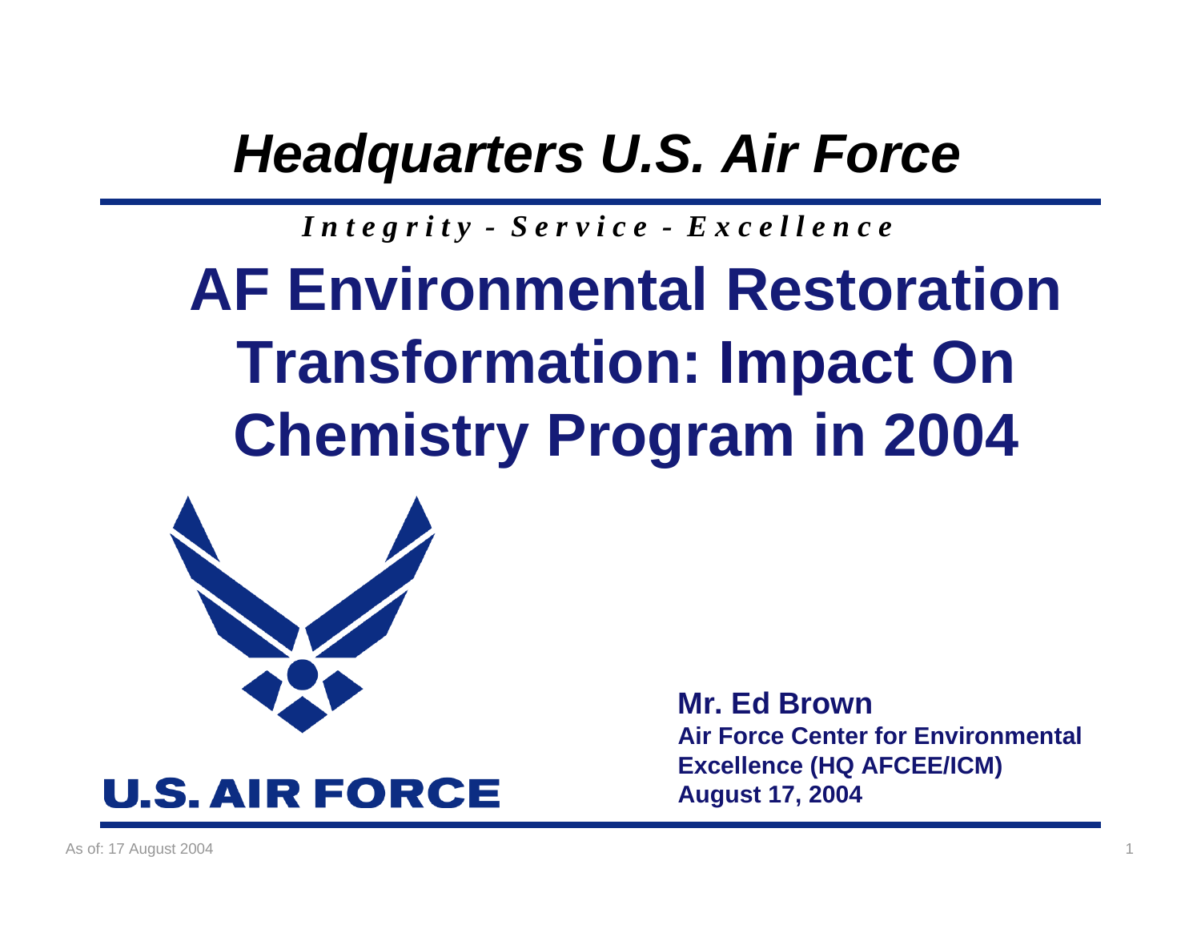*Headquarters U.S. Air Force*

***Integrity - Service - Excellence***

# AF Environmental Restoration Transformation: Impact On Chemistry Program in 2004

U.S. AIR FORCE

**Mr. Ed Brown**
**Air Force Center for Environmental Excellence (HQ AFCEE/ICM)**
**August 17, 2004**

As of: 17 August 2004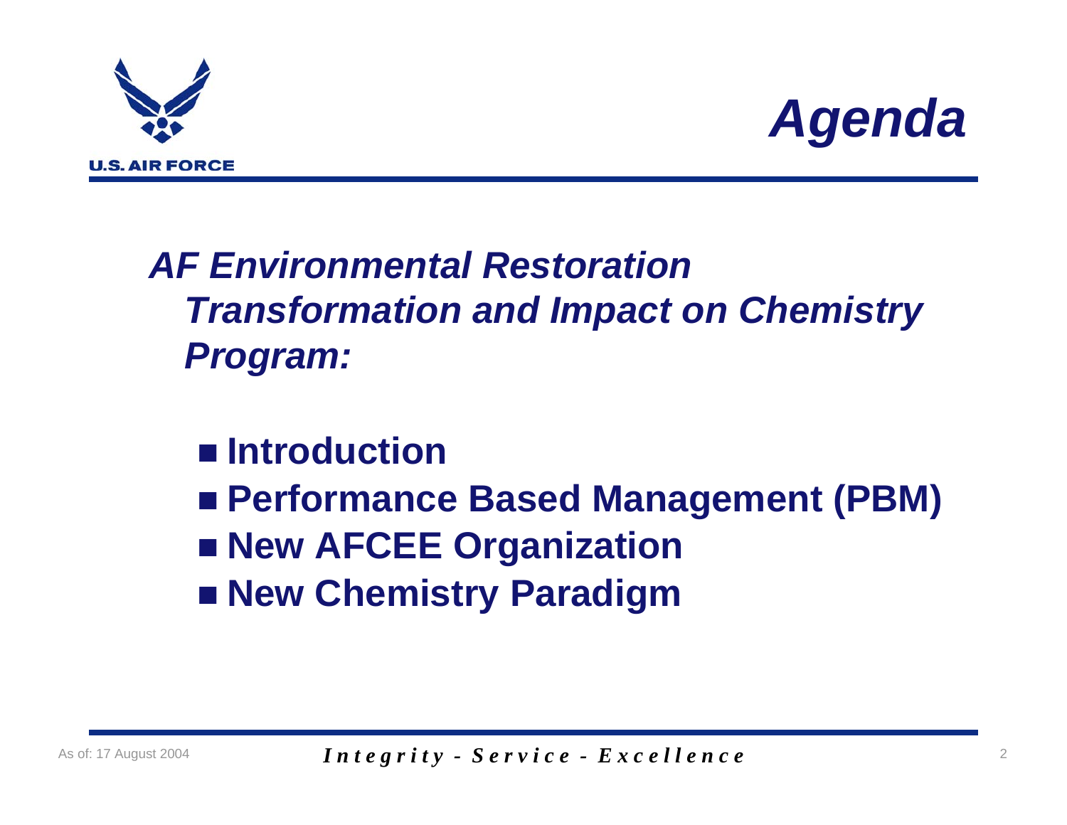# *Agenda*

***AF Environmental Restoration Transformation and Impact on Chemistry Program:***

- **Introduction**
- **Performance Based Management (PBM)**
- **New AFCEE Organization**
- **New Chemistry Paradigm**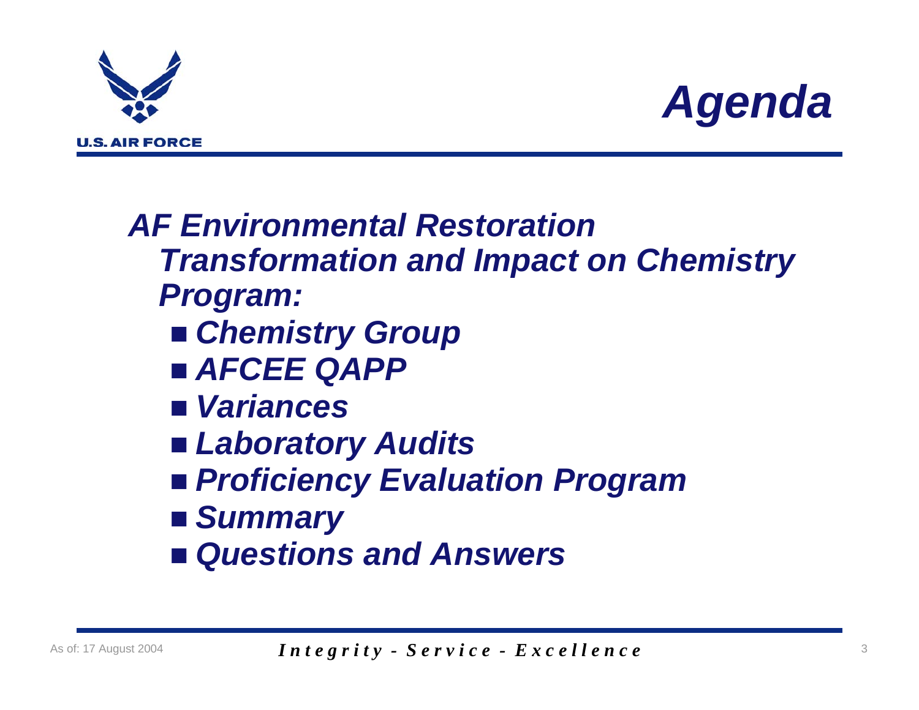# *Agenda*

***AF Environmental Restoration Transformation and Impact on Chemistry Program:***

- ***Chemistry Group***
- ***AFCEE QAPP***
- ***Variances***
- ***Laboratory Audits***
- ***Proficiency Evaluation Program***
- ***Summary***
- ***Questions and Answers***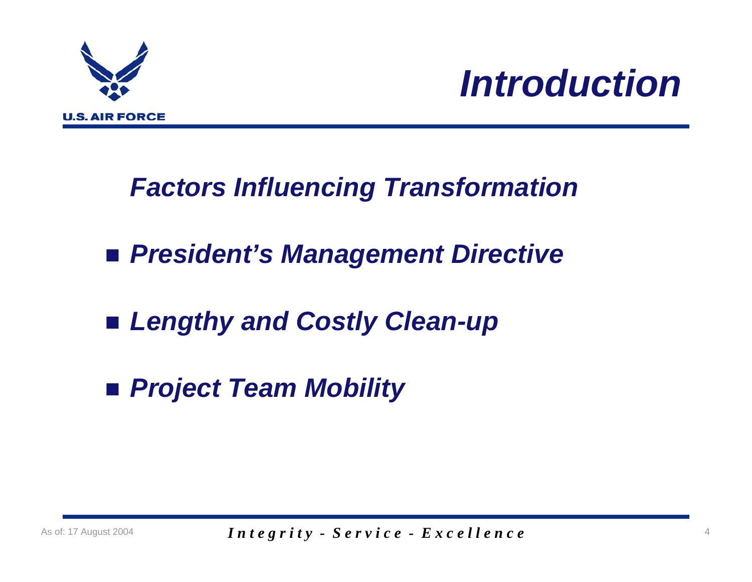# Introduction

## Factors Influencing Transformation

- *President's Management Directive*
- *Lengthy and Costly Clean-up*
- *Project Team Mobility*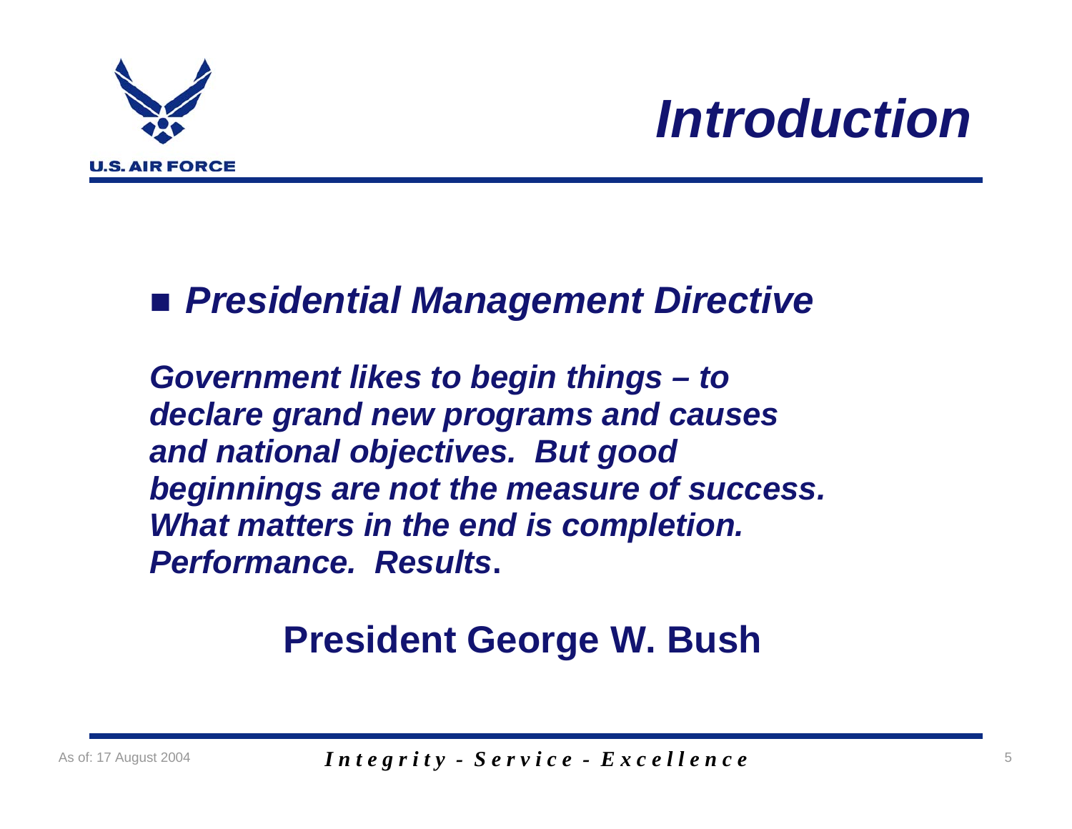# *Introduction*

- ***Presidential Management Directive***

***Government likes to begin things – to declare grand new programs and causes and national objectives. But good beginnings are not the measure of success. What matters in the end is completion. Performance. Results*.**

**President George W. Bush**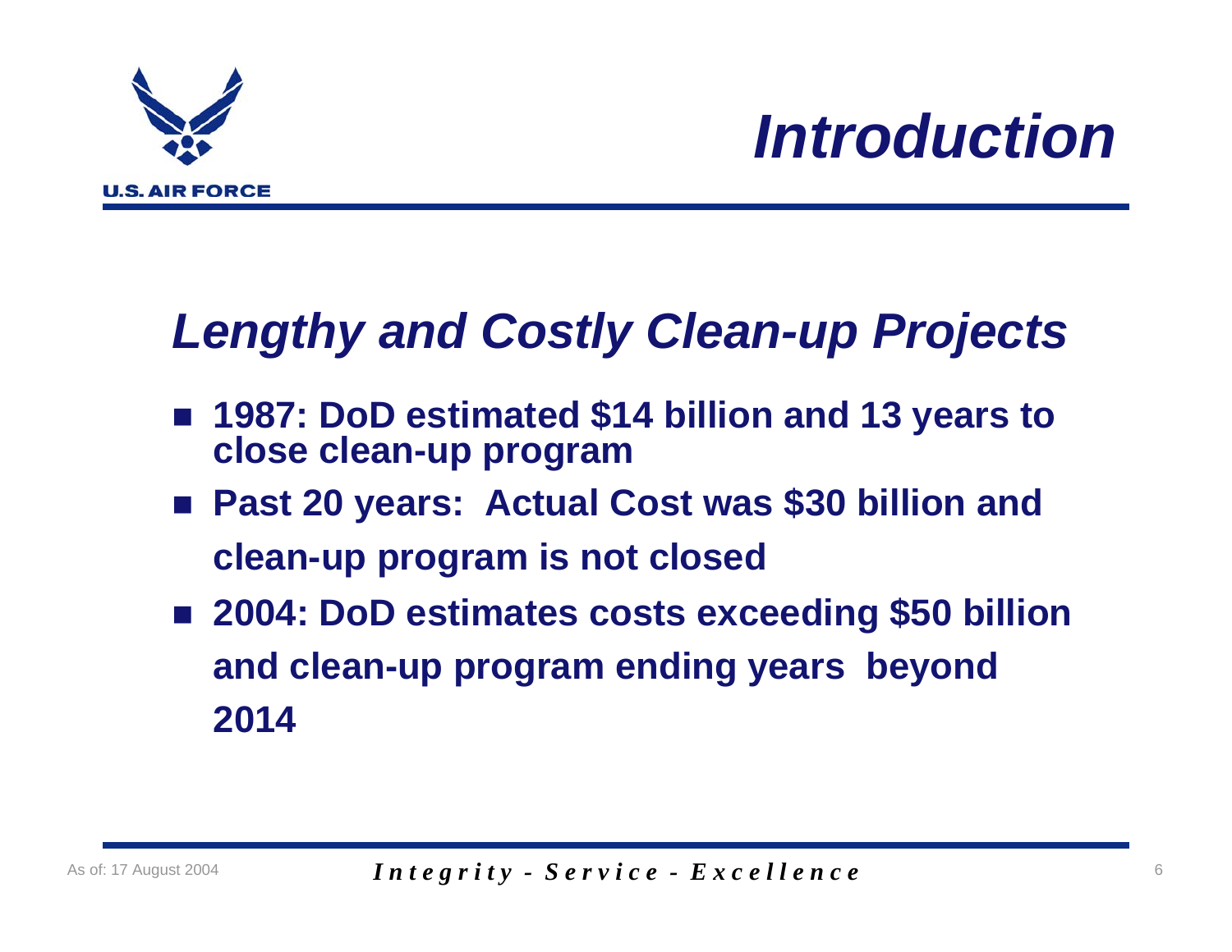# *Introduction*

## *Lengthy and Costly Clean-up Projects*

- **1987: DoD estimated $14 billion and 13 years to close clean-up program**
- **Past 20 years: Actual Cost was $30 billion and clean-up program is not closed**
- **2004: DoD estimates costs exceeding $50 billion and clean-up program ending years beyond 2014**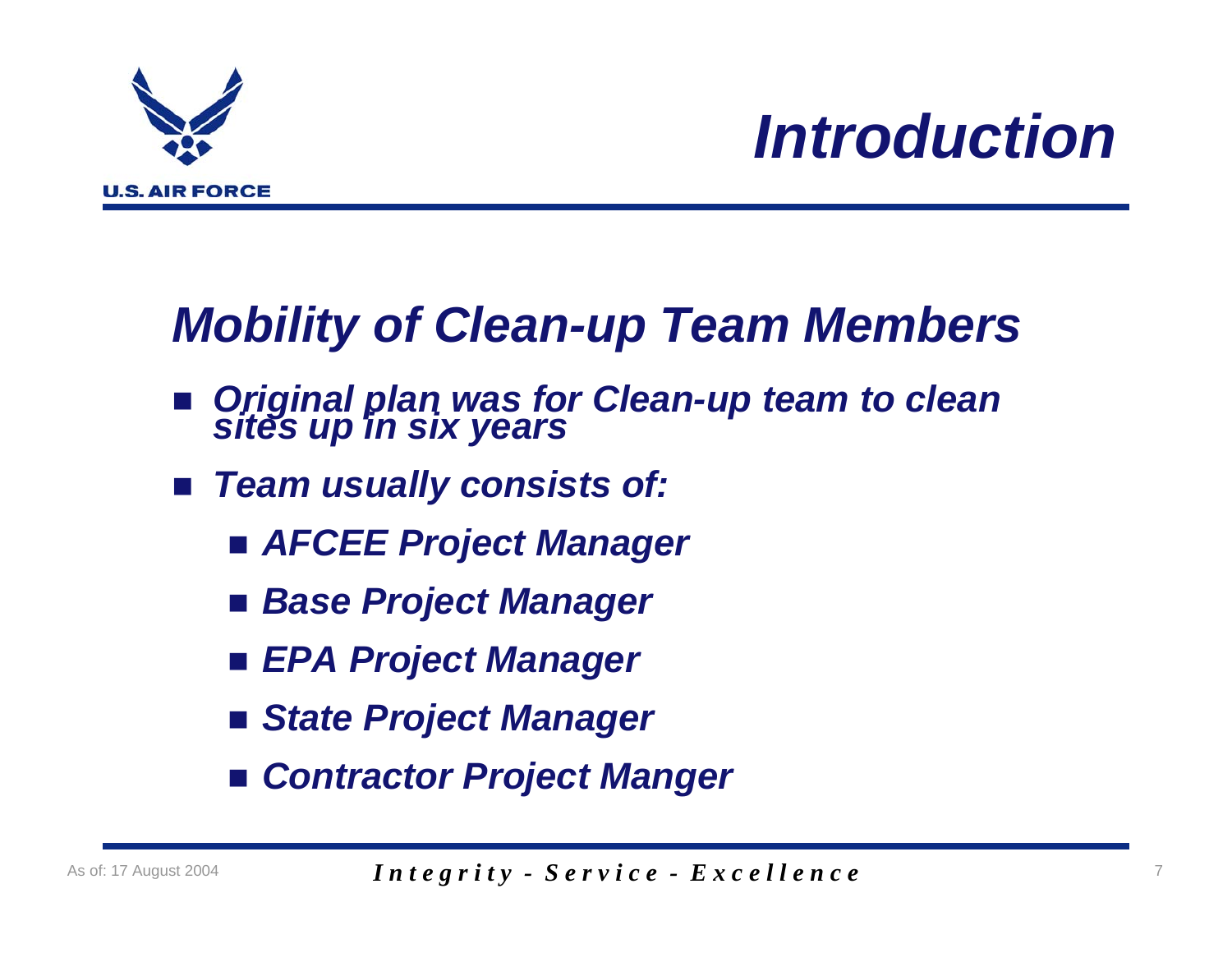# Introduction

## Mobility of Clean-up Team Members

- Original plan was for Clean-up team to clean sites up in six years
- Team usually consists of:
  - AFCEE Project Manager
  - Base Project Manager
  - EPA Project Manager
  - State Project Manager
  - Contractor Project Manger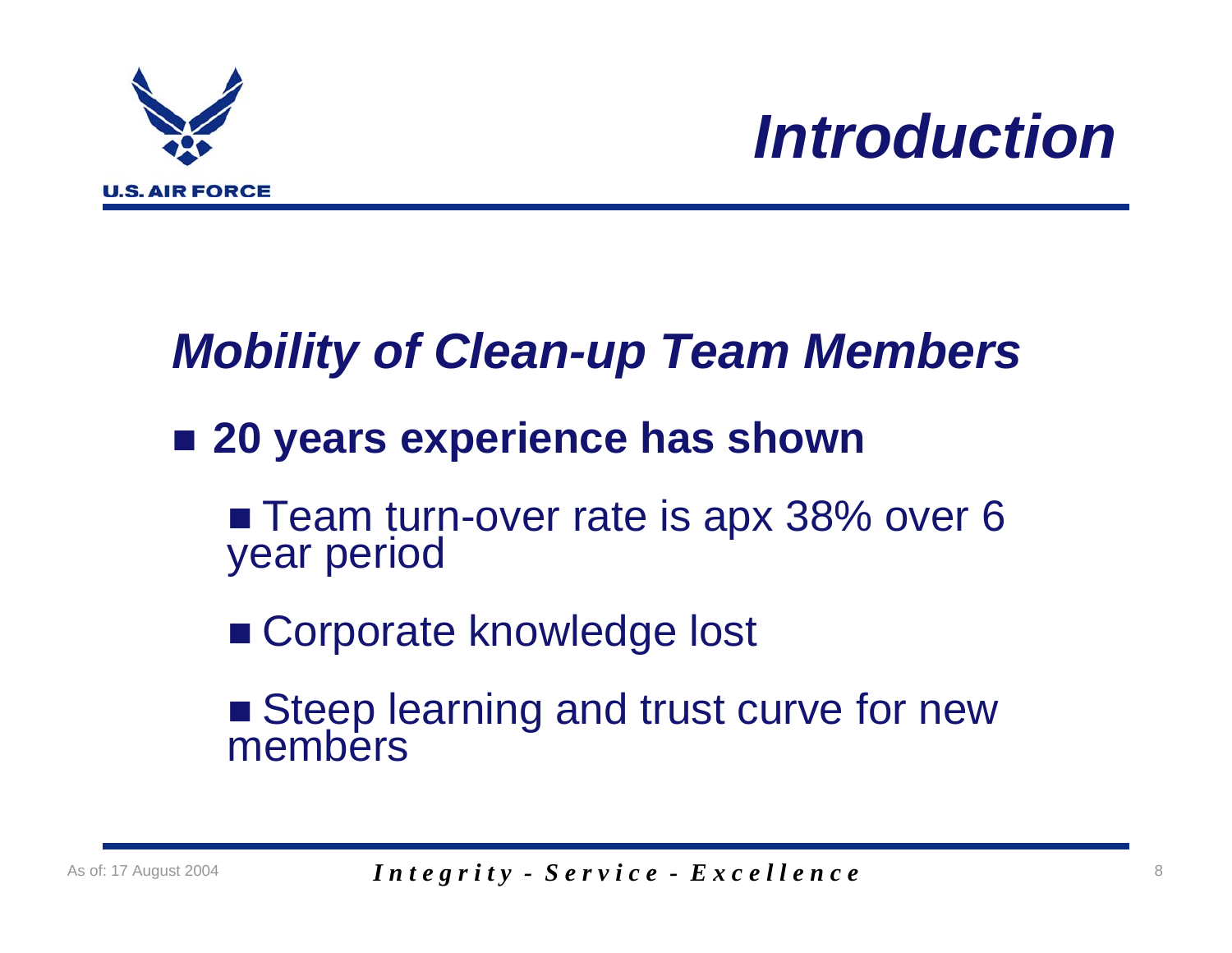# Introduction

## *Mobility of Clean-up Team Members*

- **20 years experience has shown**
  - Team turn-over rate is apx 38% over 6 year period
  - Corporate knowledge lost
  - Steep learning and trust curve for new members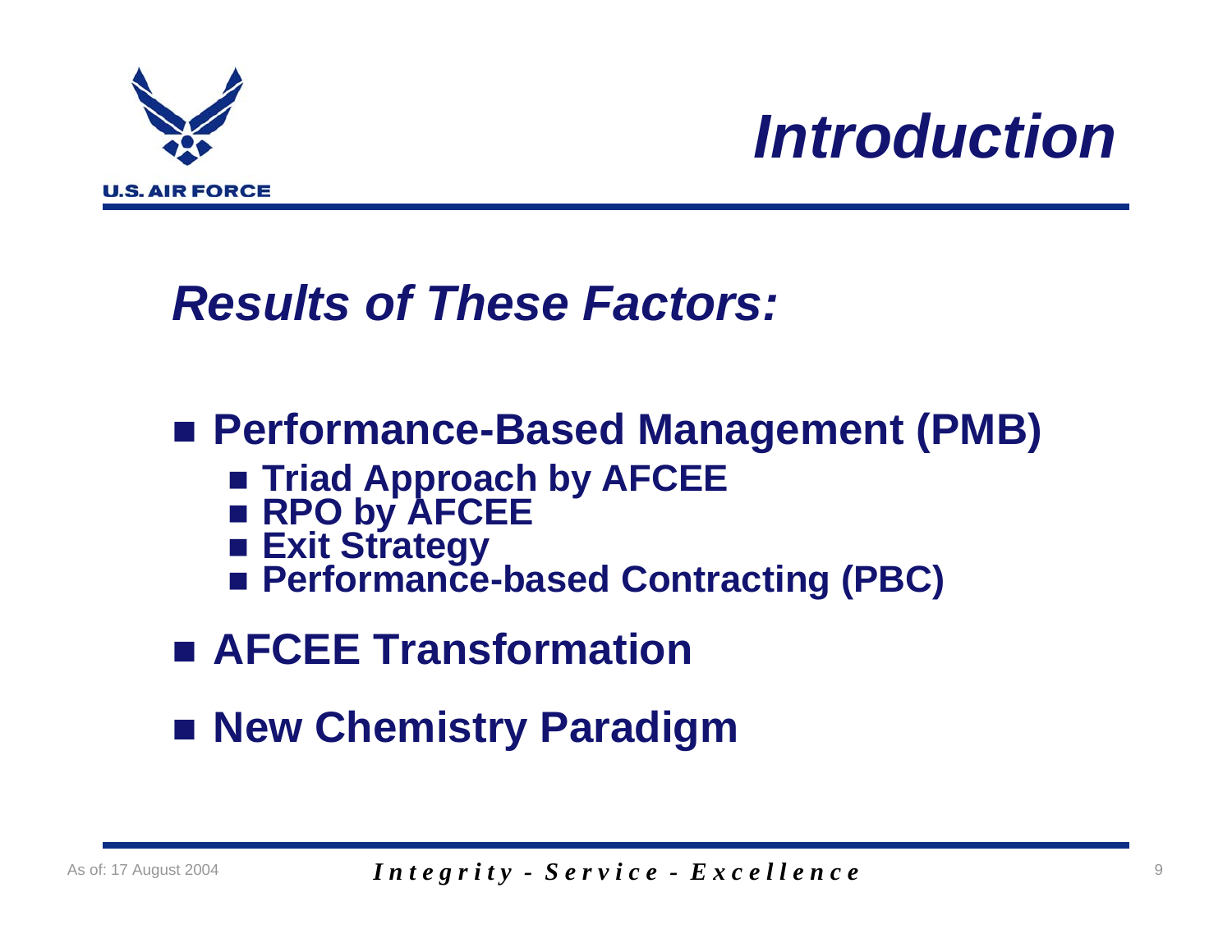# Introduction

## *Results of These Factors:*

- **Performance-Based Management (PMB)**
  - **Triad Approach by AFCEE**
  - **RPO by AFCEE**
  - **Exit Strategy**
  - **Performance-based Contracting (PBC)**
- **AFCEE Transformation**
- **New Chemistry Paradigm**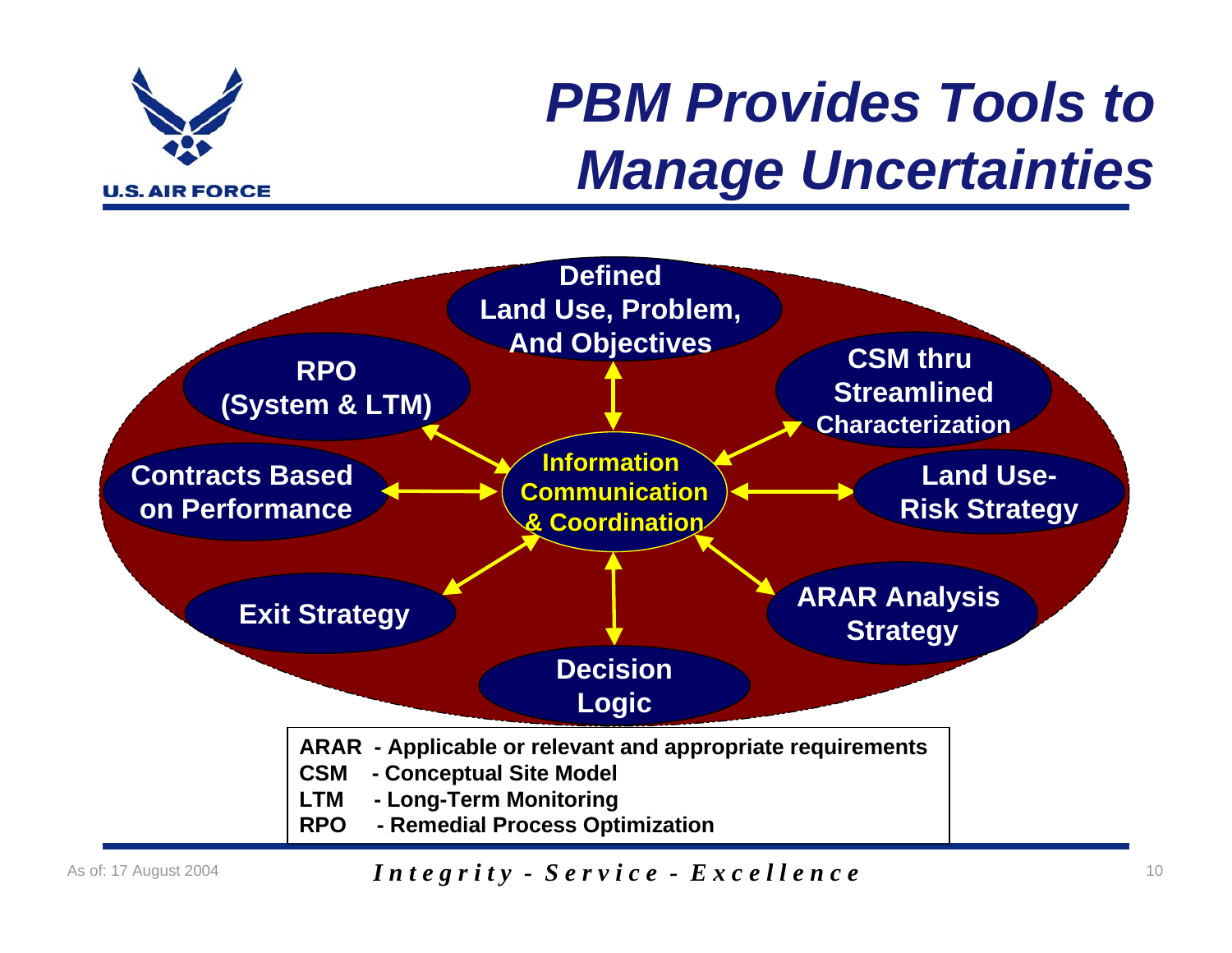# PBM Provides Tools to Manage Uncertainties

- Information Communication & Coordination
  - Defined Land Use, Problem, And Objectives
  - CSM thru Streamlined Characterization
  - Land Use-Risk Strategy
  - ARAR Analysis Strategy
  - Decision Logic
  - Exit Strategy
  - Contracts Based on Performance
  - RPO (System & LTM)

**ARAR** - Applicable or relevant and appropriate requirements
**CSM** - Conceptual Site Model
**LTM** - Long-Term Monitoring
**RPO** - Remedial Process Optimization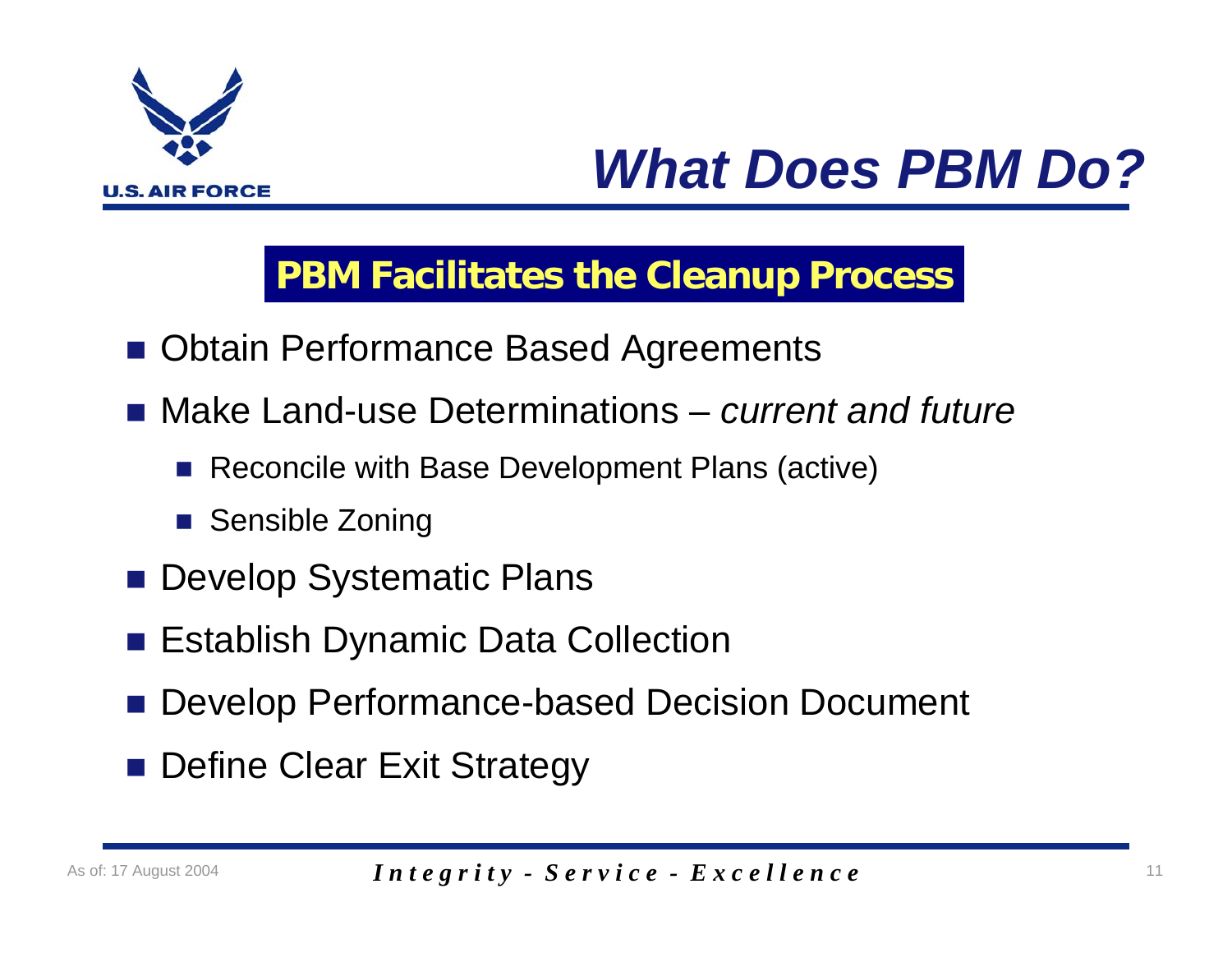# What Does PBM Do?

## PBM Facilitates the Cleanup Process

- Obtain Performance Based Agreements
- Make Land-use Determinations – *current and future*
  - Reconcile with Base Development Plans (active)
  - Sensible Zoning
- Develop Systematic Plans
- Establish Dynamic Data Collection
- Develop Performance-based Decision Document
- Define Clear Exit Strategy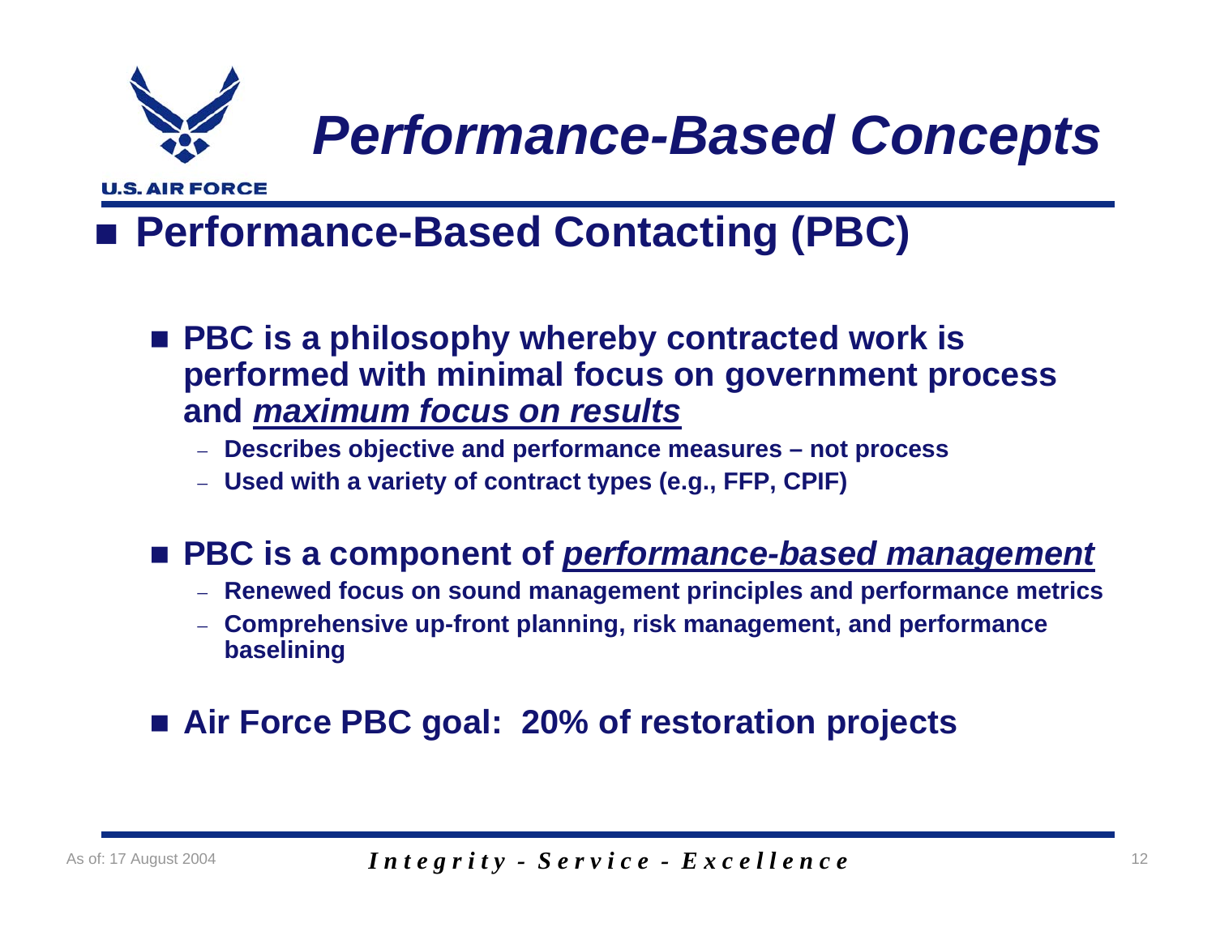# Performance-Based Concepts

## Performance-Based Contacting (PBC)

- PBC is a philosophy whereby contracted work is performed with minimal focus on government process and ***maximum focus on results***
  - Describes objective and performance measures – not process
  - Used with a variety of contract types (e.g., FFP, CPIF)
- PBC is a component of ***performance-based management***
  - Renewed focus on sound management principles and performance metrics
  - Comprehensive up-front planning, risk management, and performance baselining
- Air Force PBC goal: 20% of restoration projects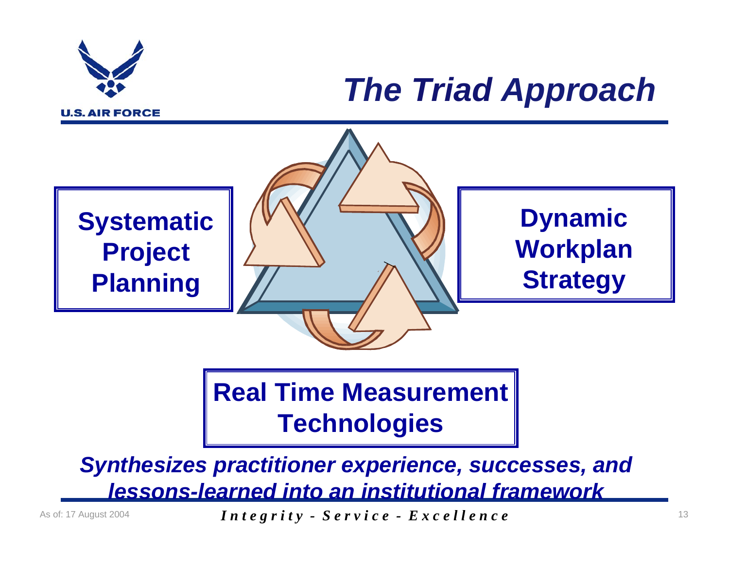# The Triad Approach

**Systematic Project Planning**

**Dynamic Workplan Strategy**

**Real Time Measurement Technologies**

***Synthesizes practitioner experience, successes, and lessons-learned into an institutional framework***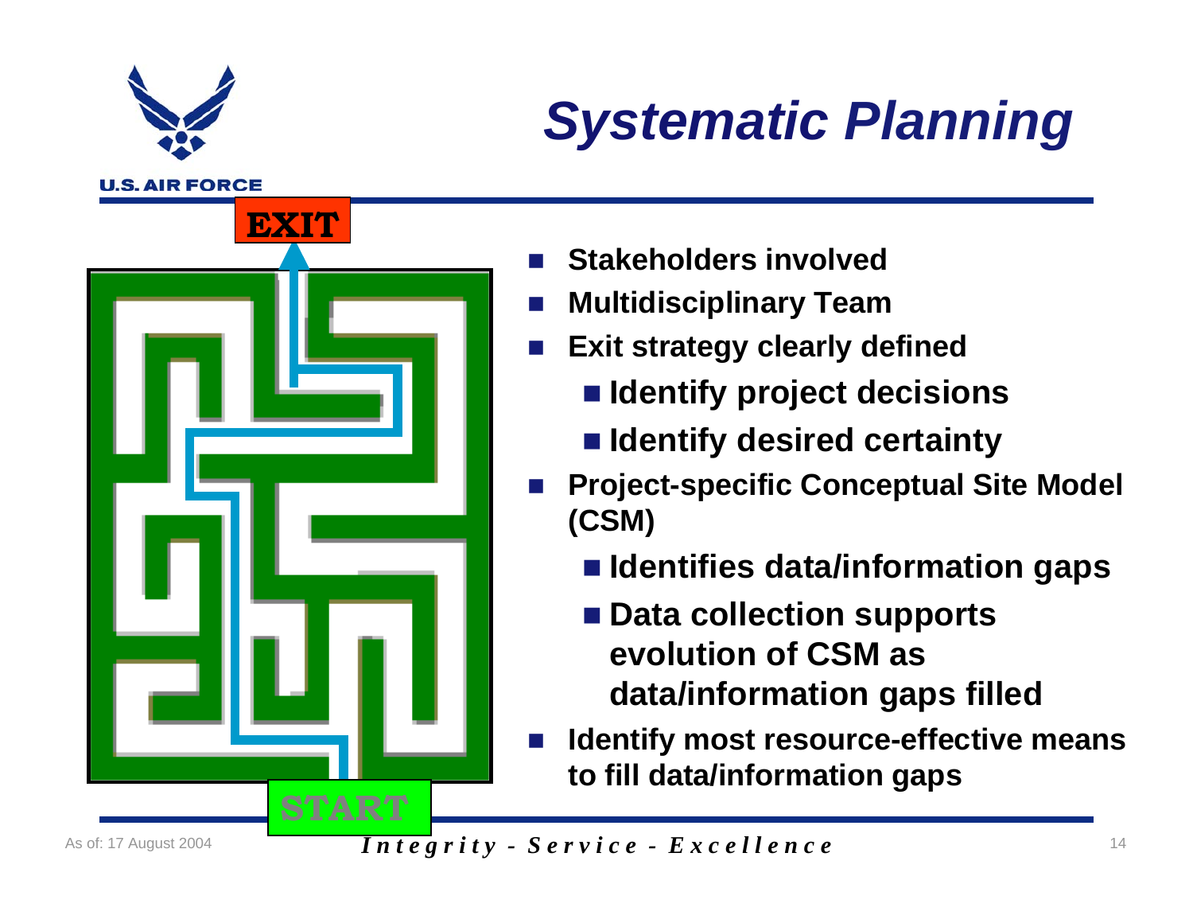# Systematic Planning

- Stakeholders involved
- Multidisciplinary Team
- Exit strategy clearly defined
  - Identify project decisions
  - Identify desired certainty
- Project-specific Conceptual Site Model (CSM)
  - Identifies data/information gaps
  - Data collection supports evolution of CSM as data/information gaps filled
- Identify most resource-effective means to fill data/information gaps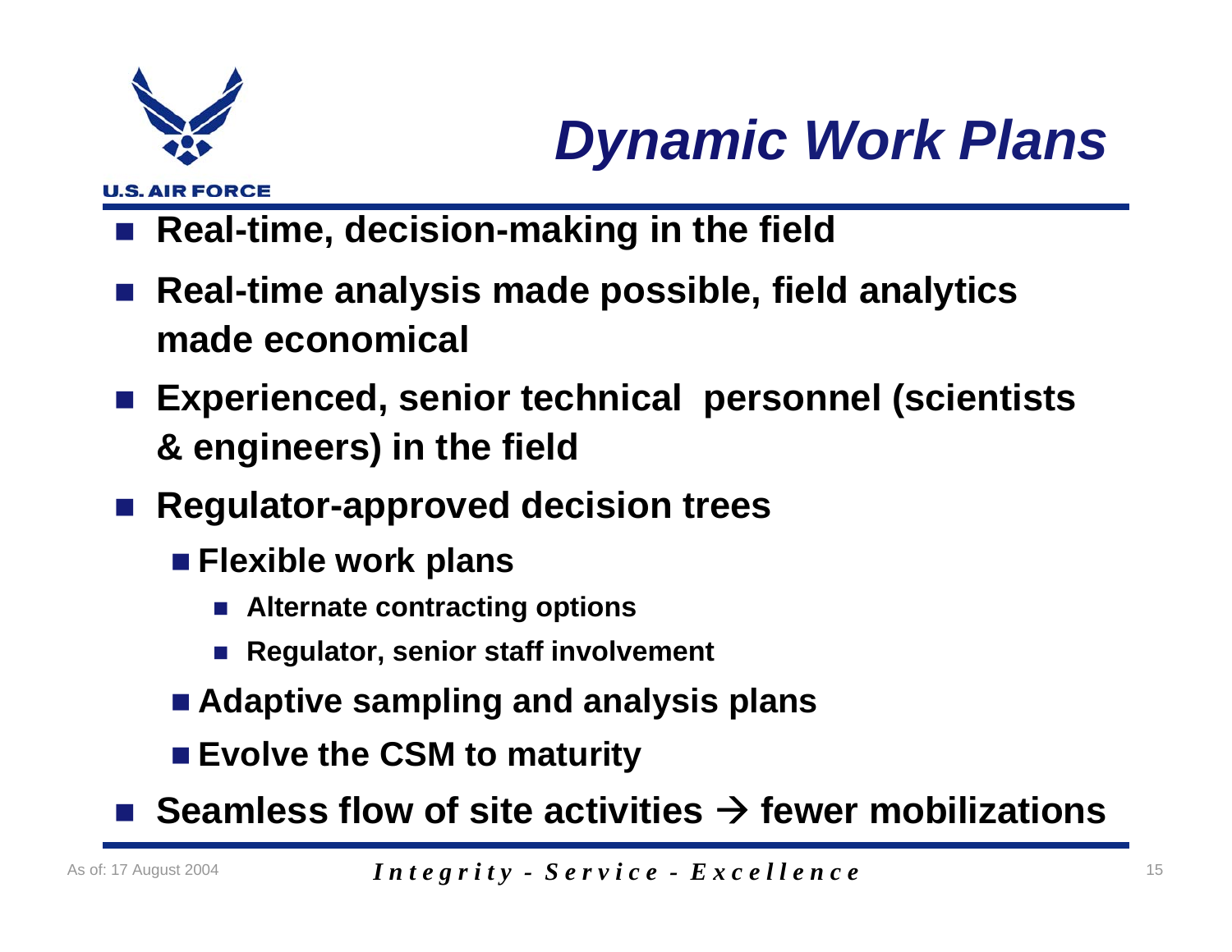# *Dynamic Work Plans*

- **Real-time, decision-making in the field**
- **Real-time analysis made possible, field analytics made economical**
- **Experienced, senior technical personnel (scientists & engineers) in the field**
- **Regulator-approved decision trees**
  - **Flexible work plans**
    - **Alternate contracting options**
    - **Regulator, senior staff involvement**
  - **Adaptive sampling and analysis plans**
  - **Evolve the CSM to maturity**
- **Seamless flow of site activities → fewer mobilizations**

As of: 17 August 2004

*Integrity - Service - Excellence*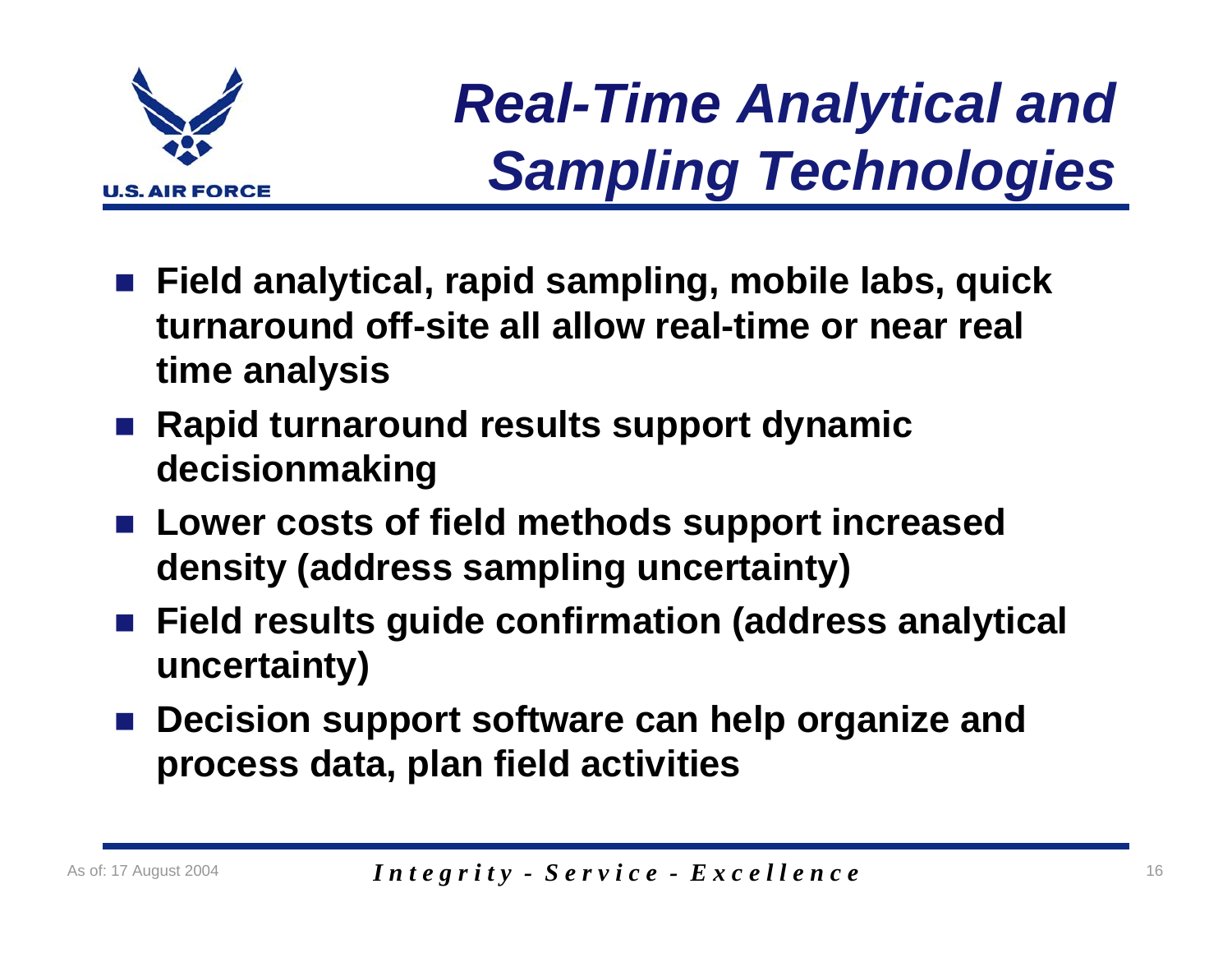# Real-Time Analytical and Sampling Technologies

- **Field analytical, rapid sampling, mobile labs, quick turnaround off-site all allow real-time or near real time analysis**
- **Rapid turnaround results support dynamic decisionmaking**
- **Lower costs of field methods support increased density (address sampling uncertainty)**
- **Field results guide confirmation (address analytical uncertainty)**
- **Decision support software can help organize and process data, plan field activities**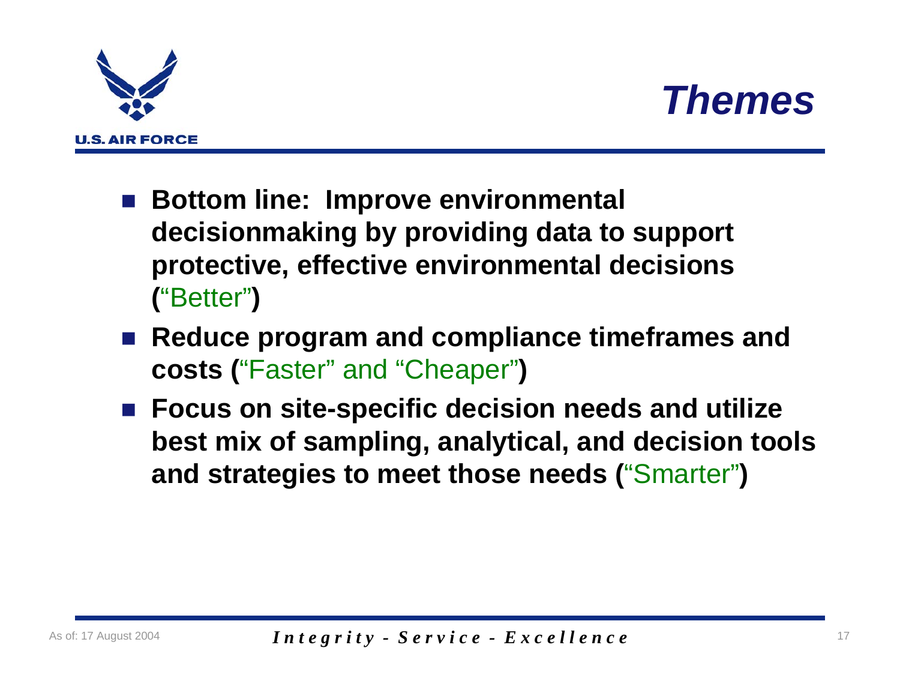# Themes

- **Bottom line: Improve environmental decisionmaking by providing data to support protective, effective environmental decisions (**"Better"**)**
- **Reduce program and compliance timeframes and costs (**"Faster" and "Cheaper"**)**
- **Focus on site-specific decision needs and utilize best mix of sampling, analytical, and decision tools and strategies to meet those needs (**"Smarter"**)**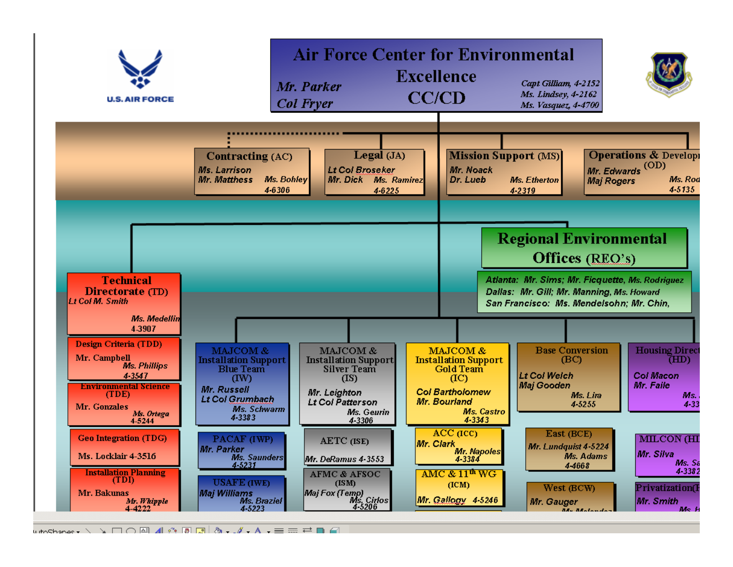# Air Force Center for Environmental Excellence

**CC/CD**

*Mr. Parker*
*Col Fryer*

*Capt Gilliam, 4-2152*
*Ms. Lindsey, 4-2162*
*Ms. Vasquez, 4-4700*

U.S. AIR FORCE

## Contracting (AC)
*Ms. Larrison*
*Mr. Matthess*
*Ms. Bohley*
4-6306

## Legal (JA)
*Lt Col Broseker*
*Mr. Dick*
*Ms. Ramirez*
4-6225

## Mission Support (MS)
*Mr. Noack*
*Dr. Lueb*
*Ms. Etherton*
4-2319

## Operations & Develop... (OD)
*Mr. Edwards*
*Maj Rogers*
*Ms. Rod...*
4-5135

## Regional Environmental Offices (REO's)
*Atlanta: Mr. Sims; Mr. Ficquette, Ms. Rodriguez*
*Dallas: Mr. Gill; Mr. Manning, Ms. Howard*
*San Francisco: Ms. Mendelsohn; Mr. Chin,*

## Technical Directorate (TD)
*Lt Col M. Smith*
*Ms. Medellin*
4-3907

### Design Criteria (TDD)
Mr. Campbell
*Ms. Phillips*
4-3547

### Environmental Science (TDE)
Mr. Gonzales
*Ms. Ortega*
4-5244

### Geo Integration (TDG)
Ms. Locklair 4-3516

### Installation Planning (TDI)
Mr. Bakunas
*Mr. Whipple*
4-4222

## MAJCOM & Installation Support Blue Team (IW)
*Mr. Russell*
*Lt Col Grumbach*
*Ms. Schwarm*
4-3383

### PACAF (IWP)
*Mr. Parker*
*Ms. Saunders*
4-5231

### USAFE (IWE)
*Maj Williams*
*Ms. Braziel*
4-5223

## MAJCOM & Installation Support Silver Team (IS)
*Mr. Leighton*
*Lt Col Patterson*
*Ms. Geurin*
4-3306

### AETC (ISE)
*Mr. DeRamus 4-3553*

### AFMC & AFSOC (ISM)
*Maj Fox (Temp)*
*Ms. Cirlos*
4-5206

## MAJCOM & Installation Support Gold Team (IC)
*Col Bartholomew*
*Mr. Bourland*
*Ms. Castro*
4-3343

### ACC (ICC)
*Mr. Clark*
*Mr. Napoles*
4-3384

### AMC & 11th WG (ICM)
*Mr. Gallogy 4-5246*

## Base Conversion (BC)
*Lt Col Welch*
*Maj Gooden*
*Ms. Lira*
4-5255

### East (BCE)
*Mr. Lundquist 4-5224*
*Ms. Adams*
4-4668

### West (BCW)
*Mr. Gauger*
*Mr. Melendez*

## Housing Direct... (HD)
*Col Macon*
*Mr. Faile*
*Ms. ...*
4-33...

### MILCON (H...)
*Mr. Silva*
*Ms. Sa...*
4-3382

### Privatization (H...)
*Mr. Smith*
*Ms. H...*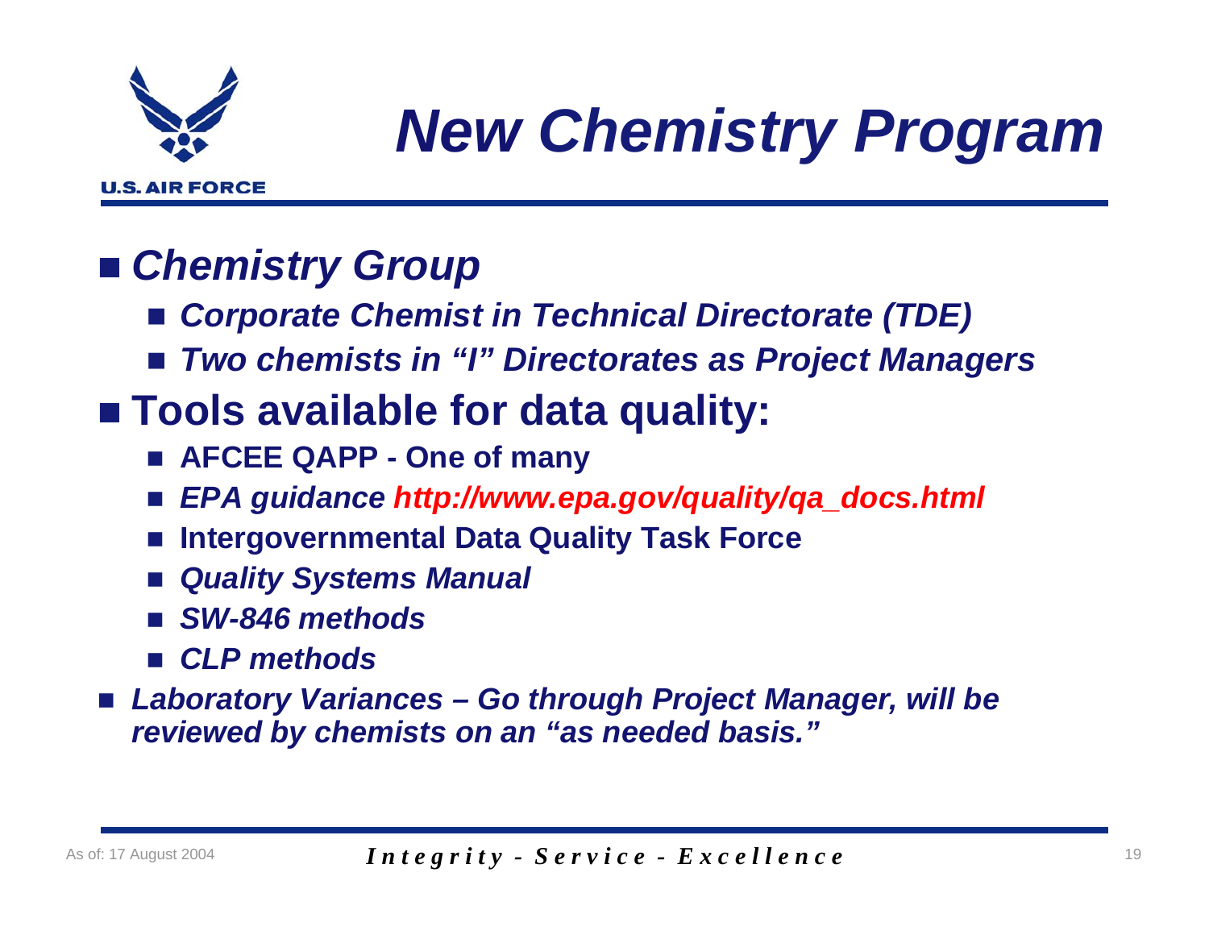# *New Chemistry Program*

- ***Chemistry Group***
  - ***Corporate Chemist in Technical Directorate (TDE)***
  - ***Two chemists in "I" Directorates as Project Managers***
- **Tools available for data quality:**
  - **AFCEE QAPP - One of many**
  - ***EPA guidance http://www.epa.gov/quality/qa_docs.html***
  - **Intergovernmental Data Quality Task Force**
  - ***Quality Systems Manual***
  - ***SW-846 methods***
  - ***CLP methods***
- ***Laboratory Variances – Go through Project Manager, will be reviewed by chemists on an "as needed basis."***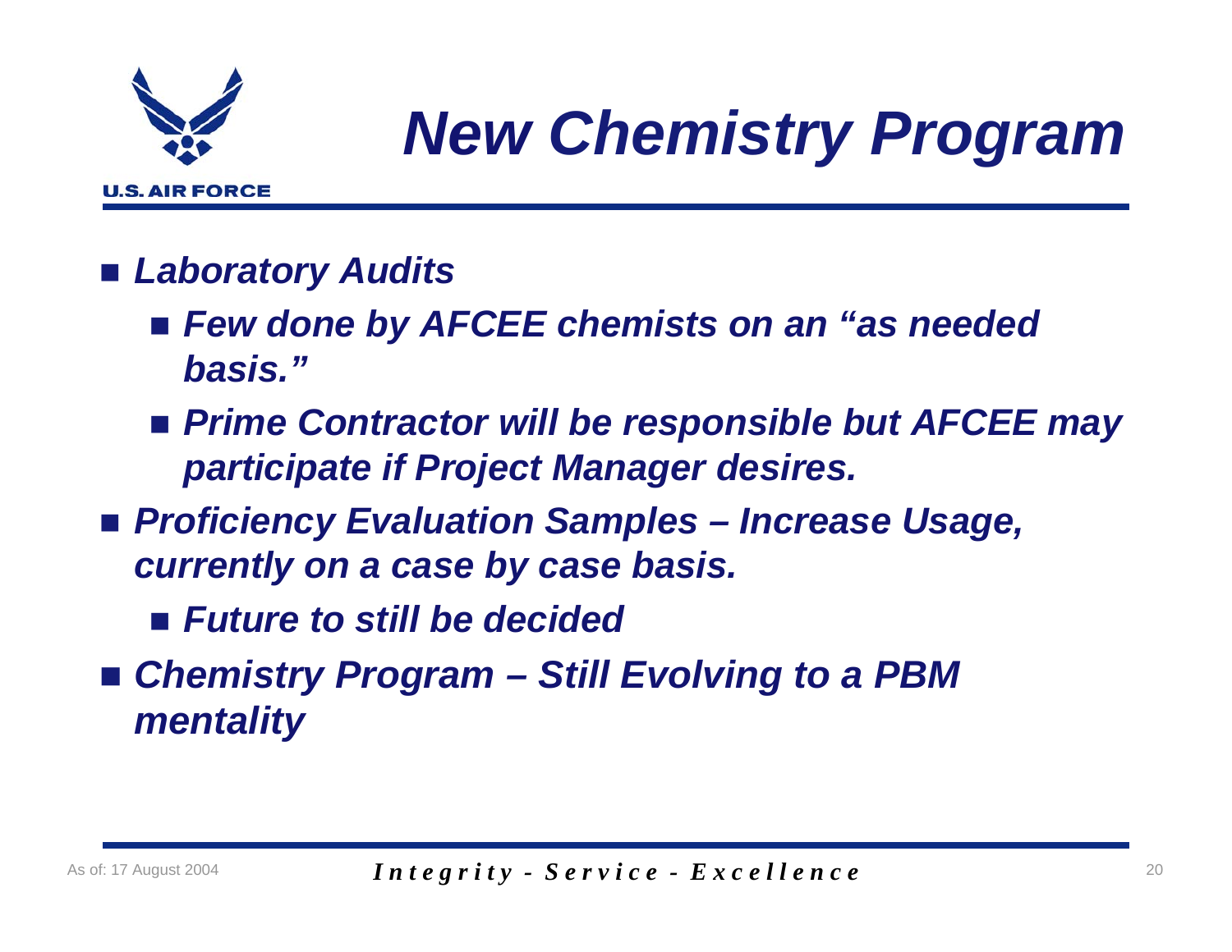# New Chemistry Program

- ***Laboratory Audits***
  - ***Few done by AFCEE chemists on an "as needed basis."***
  - ***Prime Contractor will be responsible but AFCEE may participate if Project Manager desires.***
- ***Proficiency Evaluation Samples – Increase Usage, currently on a case by case basis.***
  - ***Future to still be decided***
- ***Chemistry Program – Still Evolving to a PBM mentality***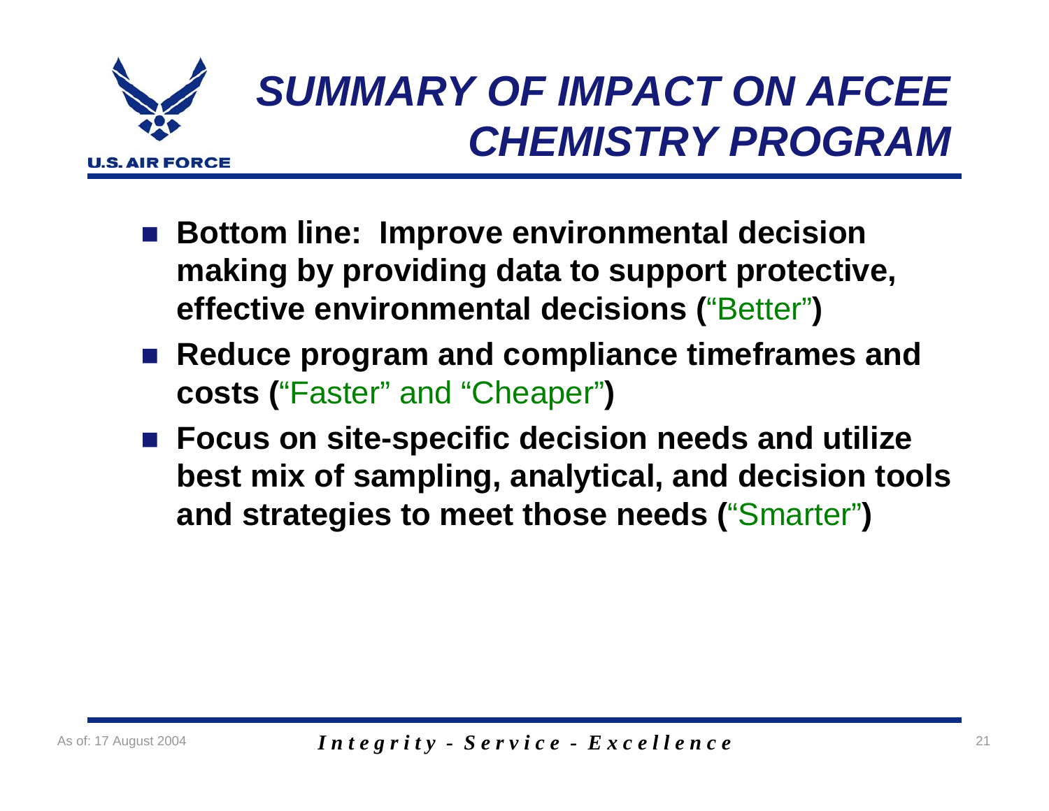# *SUMMARY OF IMPACT ON AFCEE CHEMISTRY PROGRAM*

- **Bottom line: Improve environmental decision making by providing data to support protective, effective environmental decisions (**"Better"**)**
- **Reduce program and compliance timeframes and costs (**"Faster" and "Cheaper"**)**
- **Focus on site-specific decision needs and utilize best mix of sampling, analytical, and decision tools and strategies to meet those needs (**"Smarter"**)**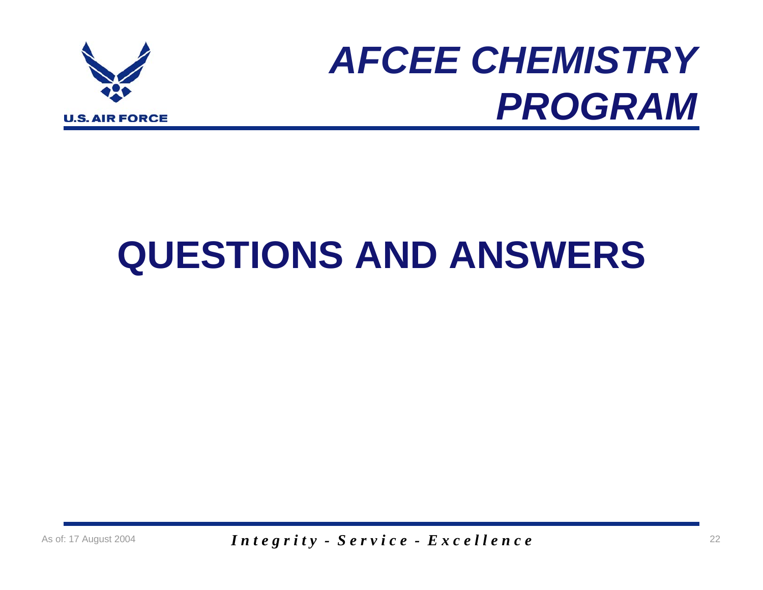# AFCEE CHEMISTRY PROGRAM

# QUESTIONS AND ANSWERS